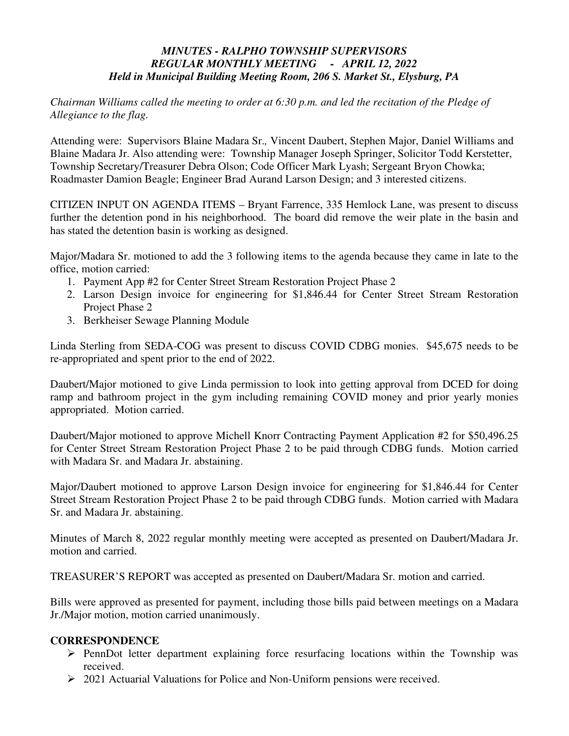***MINUTES - RALPHO TOWNSHIP SUPERVISORS***
***REGULAR MONTHLY MEETING - APRIL 12, 2022***
***Held in Municipal Building Meeting Room, 206 S. Market St., Elysburg, PA***

*Chairman Williams called the meeting to order at 6:30 p.m. and led the recitation of the Pledge of Allegiance to the flag.*

Attending were: Supervisors Blaine Madara Sr., Vincent Daubert, Stephen Major, Daniel Williams and Blaine Madara Jr. Also attending were: Township Manager Joseph Springer, Solicitor Todd Kerstetter, Township Secretary/Treasurer Debra Olson; Code Officer Mark Lyash; Sergeant Bryon Chowka; Roadmaster Damion Beagle; Engineer Brad Aurand Larson Design; and 3 interested citizens.

CITIZEN INPUT ON AGENDA ITEMS – Bryant Farrence, 335 Hemlock Lane, was present to discuss further the detention pond in his neighborhood. The board did remove the weir plate in the basin and has stated the detention basin is working as designed.

Major/Madara Sr. motioned to add the 3 following items to the agenda because they came in late to the office, motion carried:

1. Payment App #2 for Center Street Stream Restoration Project Phase 2
2. Larson Design invoice for engineering for $1,846.44 for Center Street Stream Restoration Project Phase 2
3. Berkheiser Sewage Planning Module

Linda Sterling from SEDA-COG was present to discuss COVID CDBG monies. $45,675 needs to be re-appropriated and spent prior to the end of 2022.

Daubert/Major motioned to give Linda permission to look into getting approval from DCED for doing ramp and bathroom project in the gym including remaining COVID money and prior yearly monies appropriated. Motion carried.

Daubert/Major motioned to approve Michell Knorr Contracting Payment Application #2 for $50,496.25 for Center Street Stream Restoration Project Phase 2 to be paid through CDBG funds. Motion carried with Madara Sr. and Madara Jr. abstaining.

Major/Daubert motioned to approve Larson Design invoice for engineering for $1,846.44 for Center Street Stream Restoration Project Phase 2 to be paid through CDBG funds. Motion carried with Madara Sr. and Madara Jr. abstaining.

Minutes of March 8, 2022 regular monthly meeting were accepted as presented on Daubert/Madara Jr. motion and carried.

TREASURER'S REPORT was accepted as presented on Daubert/Madara Sr. motion and carried.

Bills were approved as presented for payment, including those bills paid between meetings on a Madara Jr./Major motion, motion carried unanimously.

**CORRESPONDENCE**

- PennDot letter department explaining force resurfacing locations within the Township was received.
- 2021 Actuarial Valuations for Police and Non-Uniform pensions were received.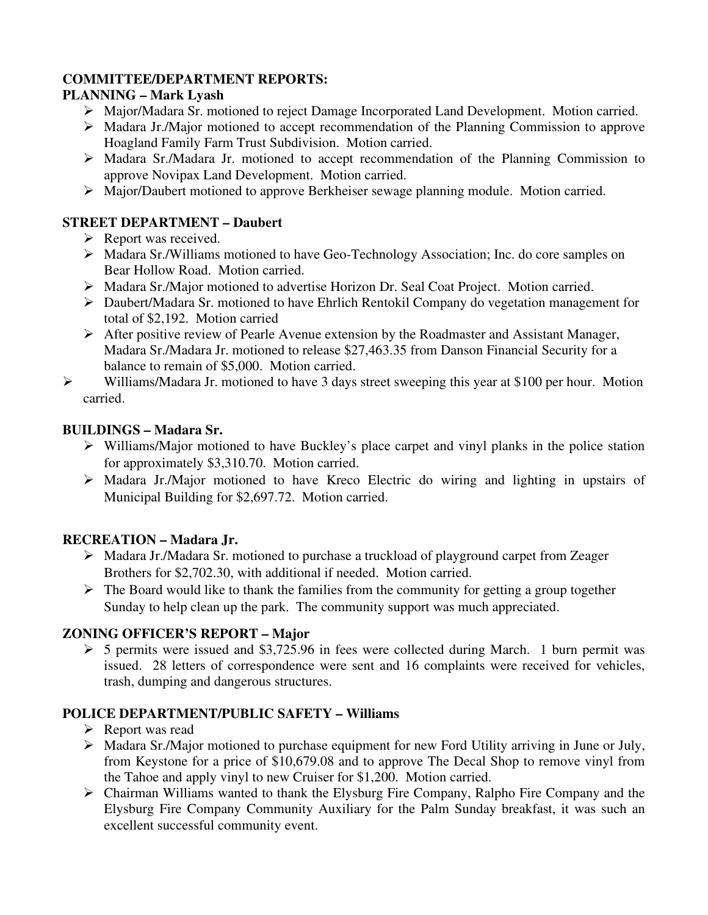**COMMITTEE/DEPARTMENT REPORTS:**

**PLANNING – Mark Lyash**

- Major/Madara Sr. motioned to reject Damage Incorporated Land Development. Motion carried.
- Madara Jr./Major motioned to accept recommendation of the Planning Commission to approve Hoagland Family Farm Trust Subdivision. Motion carried.
- Madara Sr./Madara Jr. motioned to accept recommendation of the Planning Commission to approve Novipax Land Development. Motion carried.
- Major/Daubert motioned to approve Berkheiser sewage planning module. Motion carried.

**STREET DEPARTMENT – Daubert**

- Report was received.
- Madara Sr./Williams motioned to have Geo-Technology Association; Inc. do core samples on Bear Hollow Road. Motion carried.
- Madara Sr./Major motioned to advertise Horizon Dr. Seal Coat Project. Motion carried.
- Daubert/Madara Sr. motioned to have Ehrlich Rentokil Company do vegetation management for total of $2,192. Motion carried
- After positive review of Pearle Avenue extension by the Roadmaster and Assistant Manager, Madara Sr./Madara Jr. motioned to release $27,463.35 from Danson Financial Security for a balance to remain of $5,000. Motion carried.
- Williams/Madara Jr. motioned to have 3 days street sweeping this year at $100 per hour. Motion carried.

**BUILDINGS – Madara Sr.**

- Williams/Major motioned to have Buckley's place carpet and vinyl planks in the police station for approximately $3,310.70. Motion carried.
- Madara Jr./Major motioned to have Kreco Electric do wiring and lighting in upstairs of Municipal Building for $2,697.72. Motion carried.

**RECREATION – Madara Jr.**

- Madara Jr./Madara Sr. motioned to purchase a truckload of playground carpet from Zeager Brothers for $2,702.30, with additional if needed. Motion carried.
- The Board would like to thank the families from the community for getting a group together Sunday to help clean up the park. The community support was much appreciated.

**ZONING OFFICER'S REPORT – Major**

- 5 permits were issued and $3,725.96 in fees were collected during March. 1 burn permit was issued. 28 letters of correspondence were sent and 16 complaints were received for vehicles, trash, dumping and dangerous structures.

**POLICE DEPARTMENT/PUBLIC SAFETY – Williams**

- Report was read
- Madara Sr./Major motioned to purchase equipment for new Ford Utility arriving in June or July, from Keystone for a price of $10,679.08 and to approve The Decal Shop to remove vinyl from the Tahoe and apply vinyl to new Cruiser for $1,200. Motion carried.
- Chairman Williams wanted to thank the Elysburg Fire Company, Ralpho Fire Company and the Elysburg Fire Company Community Auxiliary for the Palm Sunday breakfast, it was such an excellent successful community event.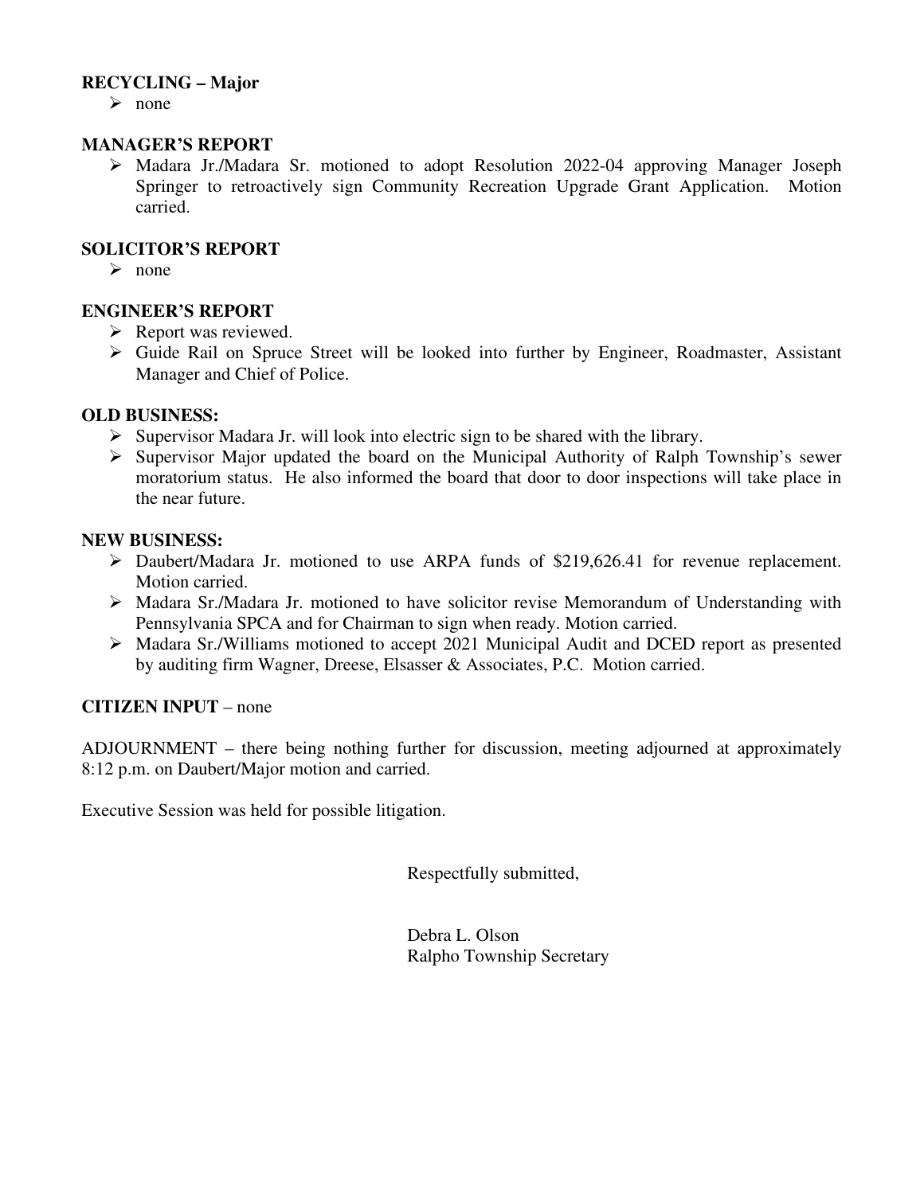**RECYCLING – Major**

- none

**MANAGER'S REPORT**

- Madara Jr./Madara Sr. motioned to adopt Resolution 2022-04 approving Manager Joseph Springer to retroactively sign Community Recreation Upgrade Grant Application. Motion carried.

**SOLICITOR'S REPORT**

- none

**ENGINEER'S REPORT**

- Report was reviewed.
- Guide Rail on Spruce Street will be looked into further by Engineer, Roadmaster, Assistant Manager and Chief of Police.

**OLD BUSINESS:**

- Supervisor Madara Jr. will look into electric sign to be shared with the library.
- Supervisor Major updated the board on the Municipal Authority of Ralph Township's sewer moratorium status. He also informed the board that door to door inspections will take place in the near future.

**NEW BUSINESS:**

- Daubert/Madara Jr. motioned to use ARPA funds of $219,626.41 for revenue replacement. Motion carried.
- Madara Sr./Madara Jr. motioned to have solicitor revise Memorandum of Understanding with Pennsylvania SPCA and for Chairman to sign when ready. Motion carried.
- Madara Sr./Williams motioned to accept 2021 Municipal Audit and DCED report as presented by auditing firm Wagner, Dreese, Elsasser & Associates, P.C. Motion carried.

**CITIZEN INPUT** – none

ADJOURNMENT – there being nothing further for discussion, meeting adjourned at approximately 8:12 p.m. on Daubert/Major motion and carried.

Executive Session was held for possible litigation.

Respectfully submitted,

Debra L. Olson
Ralpho Township Secretary